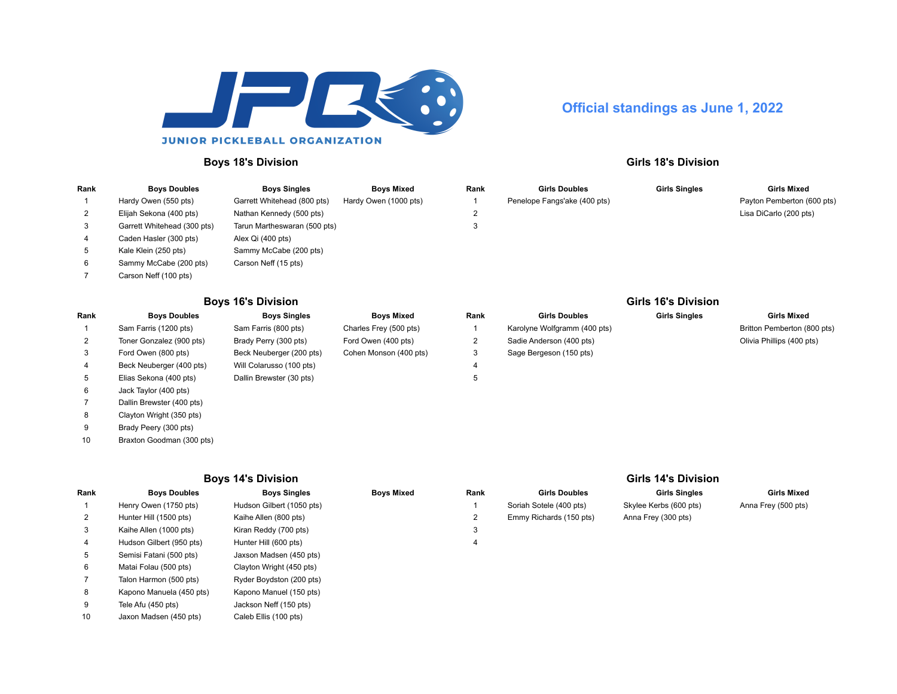JPO

JUNIOR PICKLEBALL ORGANIZATION

## Official standings as June 1, 2022

### Boys 18's Division

| Rank | Boys Doubles | Boys Singles | Boys Mixed |
|---|---|---|---|
| 1 | Hardy Owen (550 pts) | Garrett Whitehead (800 pts) | Hardy Owen (1000 pts) |
| 2 | Elijah Sekona (400 pts) | Nathan Kennedy (500 pts) | |
| 3 | Garrett Whitehead (300 pts) | Tarun Martheswaran (500 pts) | |
| 4 | Caden Hasler (300 pts) | Alex Qi (400 pts) | |
| 5 | Kale Klein (250 pts) | Sammy McCabe (200 pts) | |
| 6 | Sammy McCabe (200 pts) | Carson Neff (15 pts) | |
| 7 | Carson Neff (100 pts) | | |

### Girls 18's Division

| Rank | Girls Doubles | Girls Singles | Girls Mixed |
|---|---|---|---|
| 1 | Penelope Fangs'ake (400 pts) | | Payton Pemberton (600 pts) |
| 2 | | | Lisa DiCarlo (200 pts) |
| 3 | | | |

### Boys 16's Division

| Rank | Boys Doubles | Boys Singles | Boys Mixed |
|---|---|---|---|
| 1 | Sam Farris (1200 pts) | Sam Farris (800 pts) | Charles Frey (500 pts) |
| 2 | Toner Gonzalez (900 pts) | Brady Perry (300 pts) | Ford Owen (400 pts) |
| 3 | Ford Owen (800 pts) | Beck Neuberger (200 pts) | Cohen Monson (400 pts) |
| 4 | Beck Neuberger (400 pts) | Will Colarusso (100 pts) | |
| 5 | Elias Sekona (400 pts) | Dallin Brewster (30 pts) | |
| 6 | Jack Taylor (400 pts) | | |
| 7 | Dallin Brewster (400 pts) | | |
| 8 | Clayton Wright (350 pts) | | |
| 9 | Brady Peery (300 pts) | | |
| 10 | Braxton Goodman (300 pts) | | |

### Girls 16's Division

| Rank | Girls Doubles | Girls Singles | Girls Mixed |
|---|---|---|---|
| 1 | Karolyne Wolfgramm (400 pts) | | Britton Pemberton (800 pts) |
| 2 | Sadie Anderson (400 pts) | | Olivia Phillips (400 pts) |
| 3 | Sage Bergeson (150 pts) | | |
| 4 | | | |
| 5 | | | |

### Boys 14's Division

| Rank | Boys Doubles | Boys Singles | Boys Mixed |
|---|---|---|---|
| 1 | Henry Owen (1750 pts) | Hudson Gilbert (1050 pts) | |
| 2 | Hunter Hill (1500 pts) | Kaihe Allen (800 pts) | |
| 3 | Kaihe Allen (1000 pts) | Kiran Reddy (700 pts) | |
| 4 | Hudson Gilbert (950 pts) | Hunter Hill (600 pts) | |
| 5 | Semisi Fatani (500 pts) | Jaxson Madsen (450 pts) | |
| 6 | Matai Folau (500 pts) | Clayton Wright (450 pts) | |
| 7 | Talon Harmon (500 pts) | Ryder Boydston (200 pts) | |
| 8 | Kapono Manuela (450 pts) | Kapono Manuel (150 pts) | |
| 9 | Tele Afu (450 pts) | Jackson Neff (150 pts) | |
| 10 | Jaxon Madsen (450 pts) | Caleb Ellis (100 pts) | |

### Girls 14's Division

| Rank | Girls Doubles | Girls Singles | Girls Mixed |
|---|---|---|---|
| 1 | Soriah Sotele (400 pts) | Skylee Kerbs (600 pts) | Anna Frey (500 pts) |
| 2 | Emmy Richards (150 pts) | Anna Frey (300 pts) | |
| 3 | | | |
| 4 | | | |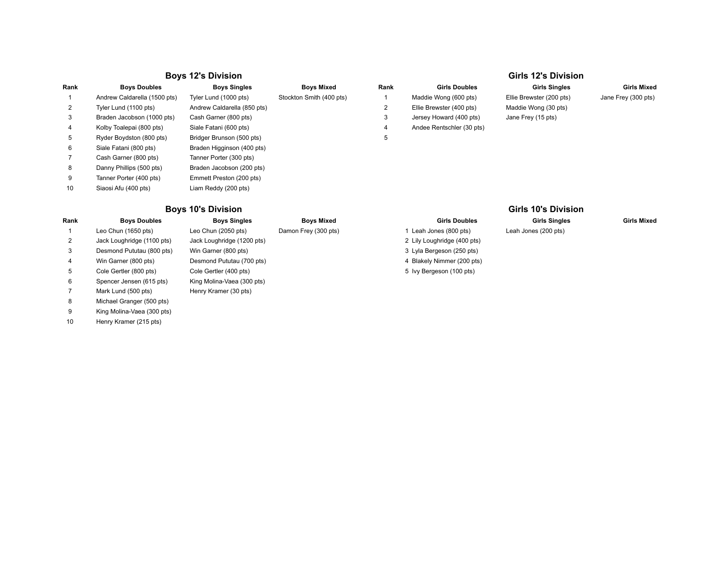## Boys 12's Division

| Rank | Boys Doubles | Boys Singles | Boys Mixed |
|---|---|---|---|
| 1 | Andrew Caldarella (1500 pts) | Tyler Lund (1000 pts) | Stockton Smith (400 pts) |
| 2 | Tyler Lund (1100 pts) | Andrew Caldarella (850 pts) | |
| 3 | Braden Jacobson (1000 pts) | Cash Garner (800 pts) | |
| 4 | Kolby Toalepai (800 pts) | Siale Fatani (600 pts) | |
| 5 | Ryder Boydston (800 pts) | Bridger Brunson (500 pts) | |
| 6 | Siale Fatani (800 pts) | Braden Higginson (400 pts) | |
| 7 | Cash Garner (800 pts) | Tanner Porter (300 pts) | |
| 8 | Danny Phillips (500 pts) | Braden Jacobson (200 pts) | |
| 9 | Tanner Porter (400 pts) | Emmett Preston (200 pts) | |
| 10 | Siaosi Afu (400 pts) | Liam Reddy (200 pts) | |

## Girls 12's Division

| Rank | Girls Doubles | Girls Singles | Girls Mixed |
|---|---|---|---|
| 1 | Maddie Wong (600 pts) | Ellie Brewster (200 pts) | Jane Frey (300 pts) |
| 2 | Ellie Brewster (400 pts) | Maddie Wong (30 pts) | |
| 3 | Jersey Howard (400 pts) | Jane Frey (15 pts) | |
| 4 | Andee Rentschler (30 pts) | | |
| 5 | | | |

## Boys 10's Division

| Rank | Boys Doubles | Boys Singles | Boys Mixed |
|---|---|---|---|
| 1 | Leo Chun (1650 pts) | Leo Chun (2050 pts) | Damon Frey (300 pts) |
| 2 | Jack Loughridge (1100 pts) | Jack Loughridge (1200 pts) | |
| 3 | Desmond Pututau (800 pts) | Win Garner (800 pts) | |
| 4 | Win Garner (800 pts) | Desmond Pututau (700 pts) | |
| 5 | Cole Gertler (800 pts) | Cole Gertler (400 pts) | |
| 6 | Spencer Jensen (615 pts) | King Molina-Vaea (300 pts) | |
| 7 | Mark Lund (500 pts) | Henry Kramer (30 pts) | |
| 8 | Michael Granger (500 pts) | | |
| 9 | King Molina-Vaea (300 pts) | | |
| 10 | Henry Kramer (215 pts) | | |

## Girls 10's Division

| Girls Doubles | Girls Singles | Girls Mixed |
|---|---|---|
| 1 Leah Jones (800 pts) | Leah Jones (200 pts) | |
| 2 Lily Loughridge (400 pts) | | |
| 3 Lyla Bergeson (250 pts) | | |
| 4 Blakely Nimmer (200 pts) | | |
| 5 Ivy Bergeson (100 pts) | | |